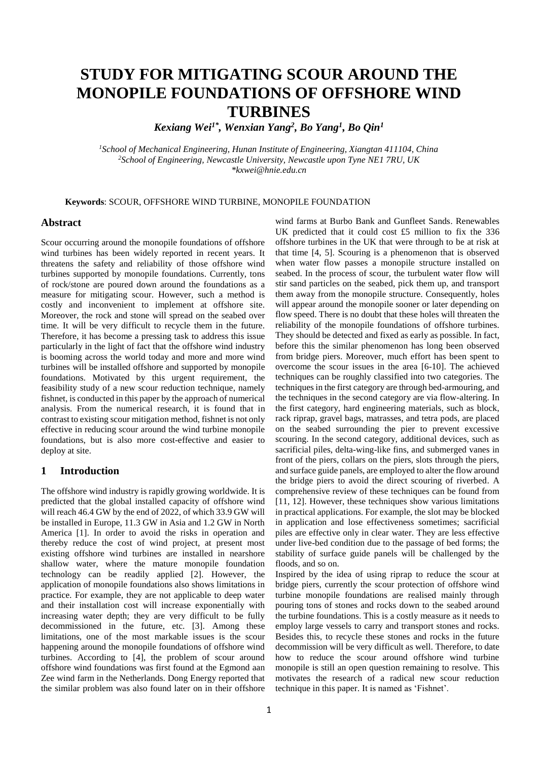# STUDY FOR MITIGATING SCOUR AROUND THE MONOPILE FOUNDATIONS OF OFFSHORE WIND TURBINES

***Kexiang Wei[1*], Wenxian Yang[2], Bo Yang[1], Bo Qin[1]***

*[1]School of Mechanical Engineering, Hunan Institute of Engineering, Xiangtan 411104, China*
*[2]School of Engineering, Newcastle University, Newcastle upon Tyne NE1 7RU, UK*
*\*kxwei@hnie.edu.cn*

**Keywords**: SCOUR, OFFSHORE WIND TURBINE, MONOPILE FOUNDATION

## Abstract

Scour occurring around the monopile foundations of offshore wind turbines has been widely reported in recent years. It threatens the safety and reliability of those offshore wind turbines supported by monopile foundations. Currently, tons of rock/stone are poured down around the foundations as a measure for mitigating scour. However, such a method is costly and inconvenient to implement at offshore site. Moreover, the rock and stone will spread on the seabed over time. It will be very difficult to recycle them in the future. Therefore, it has become a pressing task to address this issue particularly in the light of fact that the offshore wind industry is booming across the world today and more and more wind turbines will be installed offshore and supported by monopile foundations. Motivated by this urgent requirement, the feasibility study of a new scour reduction technique, namely fishnet, is conducted in this paper by the approach of numerical analysis. From the numerical research, it is found that in contrast to existing scour mitigation method, fishnet is not only effective in reducing scour around the wind turbine monopile foundations, but is also more cost-effective and easier to deploy at site.

## 1 Introduction

The offshore wind industry is rapidly growing worldwide. It is predicted that the global installed capacity of offshore wind will reach 46.4 GW by the end of 2022, of which 33.9 GW will be installed in Europe, 11.3 GW in Asia and 1.2 GW in North America [1]. In order to avoid the risks in operation and thereby reduce the cost of wind project, at present most existing offshore wind turbines are installed in nearshore shallow water, where the mature monopile foundation technology can be readily applied [2]. However, the application of monopile foundations also shows limitations in practice. For example, they are not applicable to deep water and their installation cost will increase exponentially with increasing water depth; they are very difficult to be fully decommissioned in the future, etc. [3]. Among these limitations, one of the most markable issues is the scour happening around the monopile foundations of offshore wind turbines. According to [4], the problem of scour around offshore wind foundations was first found at the Egmond aan Zee wind farm in the Netherlands. Dong Energy reported that the similar problem was also found later on in their offshore wind farms at Burbo Bank and Gunfleet Sands. Renewables UK predicted that it could cost £5 million to fix the 336 offshore turbines in the UK that were through to be at risk at that time [4, 5]. Scouring is a phenomenon that is observed when water flow passes a monopile structure installed on seabed. In the process of scour, the turbulent water flow will stir sand particles on the seabed, pick them up, and transport them away from the monopile structure. Consequently, holes will appear around the monopile sooner or later depending on flow speed. There is no doubt that these holes will threaten the reliability of the monopile foundations of offshore turbines. They should be detected and fixed as early as possible. In fact, before this the similar phenomenon has long been observed from bridge piers. Moreover, much effort has been spent to overcome the scour issues in the area [6-10]. The achieved techniques can be roughly classified into two categories. The techniques in the first category are through bed-armouring, and the techniques in the second category are via flow-altering. In the first category, hard engineering materials, such as block, rack riprap, gravel bags, matrasses, and tetra pods, are placed on the seabed surrounding the pier to prevent excessive scouring. In the second category, additional devices, such as sacrificial piles, delta-wing-like fins, and submerged vanes in front of the piers, collars on the piers, slots through the piers, and surface guide panels, are employed to alter the flow around the bridge piers to avoid the direct scouring of riverbed. A comprehensive review of these techniques can be found from [11, 12]. However, these techniques show various limitations in practical applications. For example, the slot may be blocked in application and lose effectiveness sometimes; sacrificial piles are effective only in clear water. They are less effective under live-bed condition due to the passage of bed forms; the stability of surface guide panels will be challenged by the floods, and so on.

Inspired by the idea of using riprap to reduce the scour at bridge piers, currently the scour protection of offshore wind turbine monopile foundations are realised mainly through pouring tons of stones and rocks down to the seabed around the turbine foundations. This is a costly measure as it needs to employ large vessels to carry and transport stones and rocks. Besides this, to recycle these stones and rocks in the future decommission will be very difficult as well. Therefore, to date how to reduce the scour around offshore wind turbine monopile is still an open question remaining to resolve. This motivates the research of a radical new scour reduction technique in this paper. It is named as 'Fishnet'.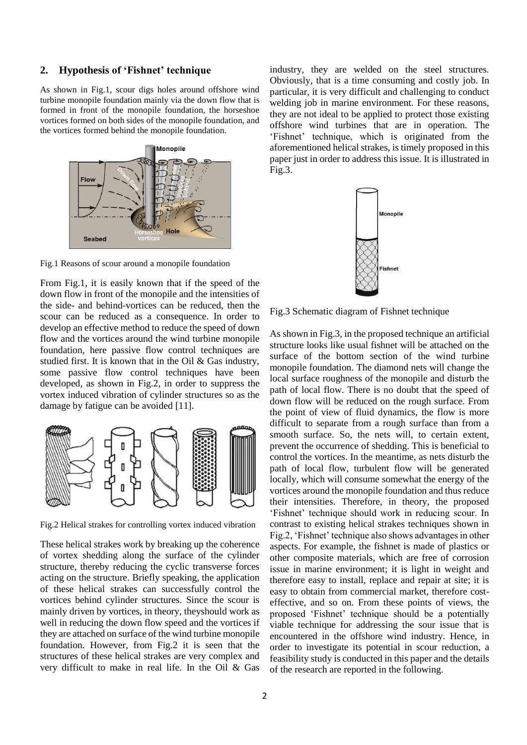## 2. Hypothesis of 'Fishnet' technique

As shown in Fig.1, scour digs holes around offshore wind turbine monopile foundation mainly via the down flow that is formed in front of the monopile foundation, the horseshoe vortices formed on both sides of the monopile foundation, and the vortices formed behind the monopile foundation.

Fig.1 Reasons of scour around a monopile foundation

From Fig.1, it is easily known that if the speed of the down flow in front of the monopile and the intensities of the side- and behind-vortices can be reduced, then the scour can be reduced as a consequence. In order to develop an effective method to reduce the speed of down flow and the vortices around the wind turbine monopile foundation, here passive flow control techniques are studied first. It is known that in the Oil & Gas industry, some passive flow control techniques have been developed, as shown in Fig.2, in order to suppress the vortex induced vibration of cylinder structures so as the damage by fatigue can be avoided [11].

Fig.2 Helical strakes for controlling vortex induced vibration

These helical strakes work by breaking up the coherence of vortex shedding along the surface of the cylinder structure, thereby reducing the cyclic transverse forces acting on the structure. Briefly speaking, the application of these helical strakes can successfully control the vortices behind cylinder structures. Since the scour is mainly driven by vortices, in theory, theyshould work as well in reducing the down flow speed and the vortices if they are attached on surface of the wind turbine monopile foundation. However, from Fig.2 it is seen that the structures of these helical strakes are very complex and very difficult to make in real life. In the Oil & Gas industry, they are welded on the steel structures. Obviously, that is a time consuming and costly job. In particular, it is very difficult and challenging to conduct welding job in marine environment. For these reasons, they are not ideal to be applied to protect those existing offshore wind turbines that are in operation. The 'Fishnet' technique, which is originated from the aforementioned helical strakes, is timely proposed in this paper just in order to address this issue. It is illustrated in Fig.3.

Fig.3 Schematic diagram of Fishnet technique

As shown in Fig.3, in the proposed technique an artificial structure looks like usual fishnet will be attached on the surface of the bottom section of the wind turbine monopile foundation. The diamond nets will change the local surface roughness of the monopile and disturb the path of local flow. There is no doubt that the speed of down flow will be reduced on the rough surface. From the point of view of fluid dynamics, the flow is more difficult to separate from a rough surface than from a smooth surface. So, the nets will, to certain extent, prevent the occurrence of shedding. This is beneficial to control the vortices. In the meantime, as nets disturb the path of local flow, turbulent flow will be generated locally, which will consume somewhat the energy of the vortices around the monopile foundation and thus reduce their intensities. Therefore, in theory, the proposed 'Fishnet' technique should work in reducing scour. In contrast to existing helical strakes techniques shown in Fig.2, 'Fishnet' technique also shows advantages in other aspects. For example, the fishnet is made of plastics or other composite materials, which are free of corrosion issue in marine environment; it is light in weight and therefore easy to install, replace and repair at site; it is easy to obtain from commercial market, therefore cost-effective, and so on. From these points of views, the proposed 'Fishnet' technique should be a potentially viable technique for addressing the sour issue that is encountered in the offshore wind industry. Hence, in order to investigate its potential in scour reduction, a feasibility study is conducted in this paper and the details of the research are reported in the following.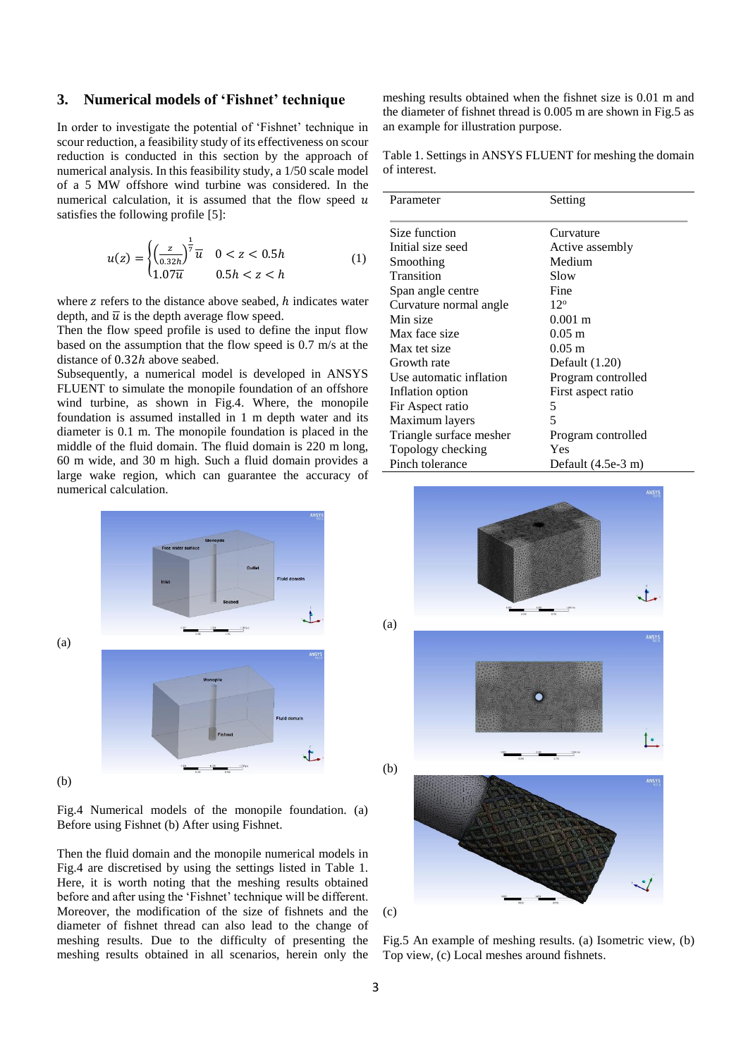## 3. Numerical models of 'Fishnet' technique

In order to investigate the potential of 'Fishnet' technique in scour reduction, a feasibility study of its effectiveness on scour reduction is conducted in this section by the approach of numerical analysis. In this feasibility study, a 1/50 scale model of a 5 MW offshore wind turbine was considered. In the numerical calculation, it is assumed that the flow speed $u$ satisfies the following profile [5]:

$$u(z) = \begin{cases} \left(\frac{z}{0.32h}\right)^{\frac{1}{7}} \bar{u} & 0 < z < 0.5h \\ 1.07\bar{u} & 0.5h < z < h \end{cases} \quad (1)$$

where $z$ refers to the distance above seabed, $h$ indicates water depth, and $\bar{u}$ is the depth average flow speed.

Then the flow speed profile is used to define the input flow based on the assumption that the flow speed is 0.7 m/s at the distance of $0.32h$ above seabed.

Subsequently, a numerical model is developed in ANSYS FLUENT to simulate the monopile foundation of an offshore wind turbine, as shown in Fig.4. Where, the monopile foundation is assumed installed in 1 m depth water and its diameter is 0.1 m. The monopile foundation is placed in the middle of the fluid domain. The fluid domain is 220 m long, 60 m wide, and 30 m high. Such a fluid domain provides a large wake region, which can guarantee the accuracy of numerical calculation.

(a)

(b)

Fig.4 Numerical models of the monopile foundation. (a) Before using Fishnet (b) After using Fishnet.

Then the fluid domain and the monopile numerical models in Fig.4 are discretised by using the settings listed in Table 1. Here, it is worth noting that the meshing results obtained before and after using the 'Fishnet' technique will be different. Moreover, the modification of the size of fishnets and the diameter of fishnet thread can also lead to the change of meshing results. Due to the difficulty of presenting the meshing results obtained in all scenarios, herein only the meshing results obtained when the fishnet size is 0.01 m and the diameter of fishnet thread is 0.005 m are shown in Fig.5 as an example for illustration purpose.

Table 1. Settings in ANSYS FLUENT for meshing the domain of interest.

| Parameter | Setting |
|---|---|
| Size function | Curvature |
| Initial size seed | Active assembly |
| Smoothing | Medium |
| Transition | Slow |
| Span angle centre | Fine |
| Curvature normal angle | 12° |
| Min size | 0.001 m |
| Max face size | 0.05 m |
| Max tet size | 0.05 m |
| Growth rate | Default (1.20) |
| Use automatic inflation | Program controlled |
| Inflation option | First aspect ratio |
| Fir Aspect ratio | 5 |
| Maximum layers | 5 |
| Triangle surface mesher | Program controlled |
| Topology checking | Yes |
| Pinch tolerance | Default (4.5e-3 m) |

(a)

(b)

(c)

Fig.5 An example of meshing results. (a) Isometric view, (b) Top view, (c) Local meshes around fishnets.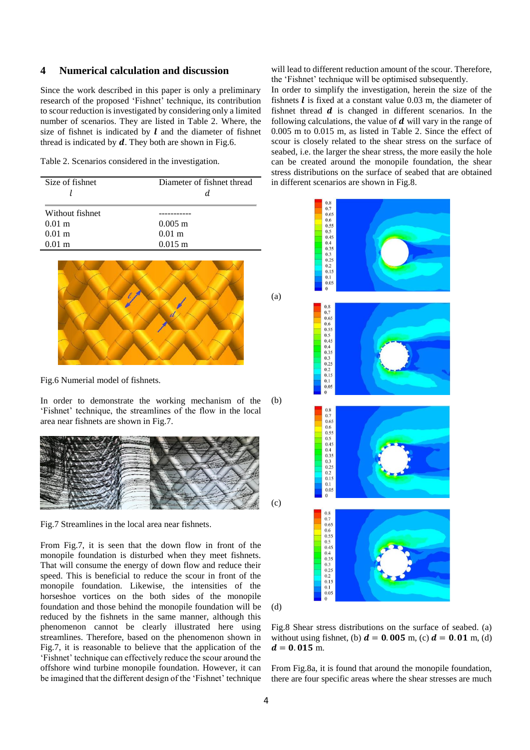## 4 Numerical calculation and discussion

Since the work described in this paper is only a preliminary research of the proposed 'Fishnet' technique, its contribution to scour reduction is investigated by considering only a limited number of scenarios. They are listed in Table 2. Where, the size of fishnet is indicated by $\boldsymbol{l}$ and the diameter of fishnet thread is indicated by $\boldsymbol{d}$. They both are shown in Fig.6.

Table 2. Scenarios considered in the investigation.

| Size of fishnet $l$ | Diameter of fishnet thread $d$ |
|---|---|
| Without fishnet | ----------- |
| 0.01 m | 0.005 m |
| 0.01 m | 0.01 m |
| 0.01 m | 0.015 m |

Fig.6 Numerial model of fishnets.

In order to demonstrate the working mechanism of the 'Fishnet' technique, the streamlines of the flow in the local area near fishnets are shown in Fig.7.

Fig.7 Streamlines in the local area near fishnets.

From Fig.7, it is seen that the down flow in front of the monopile foundation is disturbed when they meet fishnets. That will consume the energy of down flow and reduce their speed. This is beneficial to reduce the scour in front of the monopile foundation. Likewise, the intensities of the horseshoe vortices on the both sides of the monopile foundation and those behind the monopile foundation will be reduced by the fishnets in the same manner, although this phenomenon cannot be clearly illustrated here using streamlines. Therefore, based on the phenomenon shown in Fig.7, it is reasonable to believe that the application of the 'Fishnet' technique can effectively reduce the scour around the offshore wind turbine monopile foundation. However, it can be imagined that the different design of the 'Fishnet' technique will lead to different reduction amount of the scour. Therefore, the 'Fishnet' technique will be optimised subsequently.

In order to simplify the investigation, herein the size of the fishnets $\boldsymbol{l}$ is fixed at a constant value 0.03 m, the diameter of fishnet thread $\boldsymbol{d}$ is changed in different scenarios. In the following calculations, the value of $\boldsymbol{d}$ will vary in the range of 0.005 m to 0.015 m, as listed in Table 2. Since the effect of scour is closely related to the shear stress on the surface of seabed, i.e. the larger the shear stress, the more easily the hole can be created around the monopile foundation, the shear stress distributions on the surface of seabed that are obtained in different scenarios are shown in Fig.8.

Fig.8 Shear stress distributions on the surface of seabed. (a) without using fishnet, (b) $\boldsymbol{d} = \mathbf{0.005}$ m, (c) $\boldsymbol{d} = \mathbf{0.01}$ m, (d) $\boldsymbol{d} = \mathbf{0.015}$ m.

From Fig.8a, it is found that around the monopile foundation, there are four specific areas where the shear stresses are much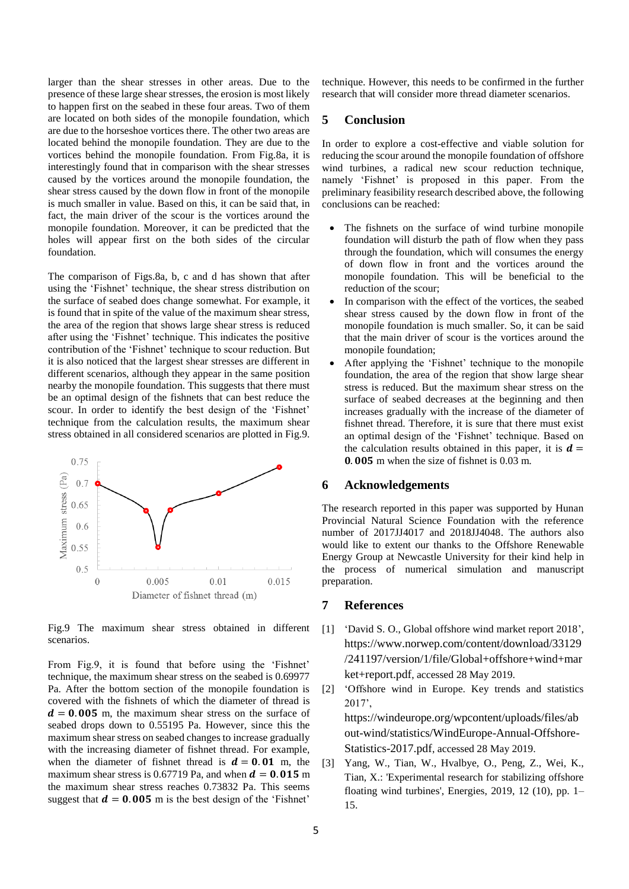larger than the shear stresses in other areas. Due to the presence of these large shear stresses, the erosion is most likely to happen first on the seabed in these four areas. Two of them are located on both sides of the monopile foundation, which are due to the horseshoe vortices there. The other two areas are located behind the monopile foundation. They are due to the vortices behind the monopile foundation. From Fig.8a, it is interestingly found that in comparison with the shear stresses caused by the vortices around the monopile foundation, the shear stress caused by the down flow in front of the monopile is much smaller in value. Based on this, it can be said that, in fact, the main driver of the scour is the vortices around the monopile foundation. Moreover, it can be predicted that the holes will appear first on the both sides of the circular foundation.

The comparison of Figs.8a, b, c and d has shown that after using the 'Fishnet' technique, the shear stress distribution on the surface of seabed does change somewhat. For example, it is found that in spite of the value of the maximum shear stress, the area of the region that shows large shear stress is reduced after using the 'Fishnet' technique. This indicates the positive contribution of the 'Fishnet' technique to scour reduction. But it is also noticed that the largest shear stresses are different in different scenarios, although they appear in the same position nearby the monopile foundation. This suggests that there must be an optimal design of the fishnets that can best reduce the scour. In order to identify the best design of the 'Fishnet' technique from the calculation results, the maximum shear stress obtained in all considered scenarios are plotted in Fig.9.

Fig.9 The maximum shear stress obtained in different scenarios.

From Fig.9, it is found that before using the 'Fishnet' technique, the maximum shear stress on the seabed is 0.69977 Pa. After the bottom section of the monopile foundation is covered with the fishnets of which the diameter of thread is $\boldsymbol{d = 0.005}$ m, the maximum shear stress on the surface of seabed drops down to 0.55195 Pa. However, since this the maximum shear stress on seabed changes to increase gradually with the increasing diameter of fishnet thread. For example, when the diameter of fishnet thread is $\boldsymbol{d = 0.01}$ m, the maximum shear stress is 0.67719 Pa, and when $\boldsymbol{d = 0.015}$ m the maximum shear stress reaches 0.73832 Pa. This seems suggest that $\boldsymbol{d = 0.005}$ m is the best design of the 'Fishnet' technique. However, this needs to be confirmed in the further research that will consider more thread diameter scenarios.

## 5 Conclusion

In order to explore a cost-effective and viable solution for reducing the scour around the monopile foundation of offshore wind turbines, a radical new scour reduction technique, namely 'Fishnet' is proposed in this paper. From the preliminary feasibility research described above, the following conclusions can be reached:

- The fishnets on the surface of wind turbine monopile foundation will disturb the path of flow when they pass through the foundation, which will consumes the energy of down flow in front and the vortices around the monopile foundation. This will be beneficial to the reduction of the scour;
- In comparison with the effect of the vortices, the seabed shear stress caused by the down flow in front of the monopile foundation is much smaller. So, it can be said that the main driver of scour is the vortices around the monopile foundation;
- After applying the 'Fishnet' technique to the monopile foundation, the area of the region that show large shear stress is reduced. But the maximum shear stress on the surface of seabed decreases at the beginning and then increases gradually with the increase of the diameter of fishnet thread. Therefore, it is sure that there must exist an optimal design of the 'Fishnet' technique. Based on the calculation results obtained in this paper, it is $\boldsymbol{d = 0.005}$ m when the size of fishnet is 0.03 m.

## 6 Acknowledgements

The research reported in this paper was supported by Hunan Provincial Natural Science Foundation with the reference number of 2017JJ4017 and 2018JJ4048. The authors also would like to extent our thanks to the Offshore Renewable Energy Group at Newcastle University for their kind help in the process of numerical simulation and manuscript preparation.

## 7 References

[1] 'David S. O., Global offshore wind market report 2018', https://www.norwep.com/content/download/33129/241197/version/1/file/Global+offshore+wind+market+report.pdf, accessed 28 May 2019.

[2] 'Offshore wind in Europe. Key trends and statistics 2017', https://windeurope.org/wpcontent/uploads/files/about-wind/statistics/WindEurope-Annual-Offshore-Statistics-2017.pdf, accessed 28 May 2019.

[3] Yang, W., Tian, W., Hvalbye, O., Peng, Z., Wei, K., Tian, X.: 'Experimental research for stabilizing offshore floating wind turbines', Energies, 2019, 12 (10), pp. 1–15.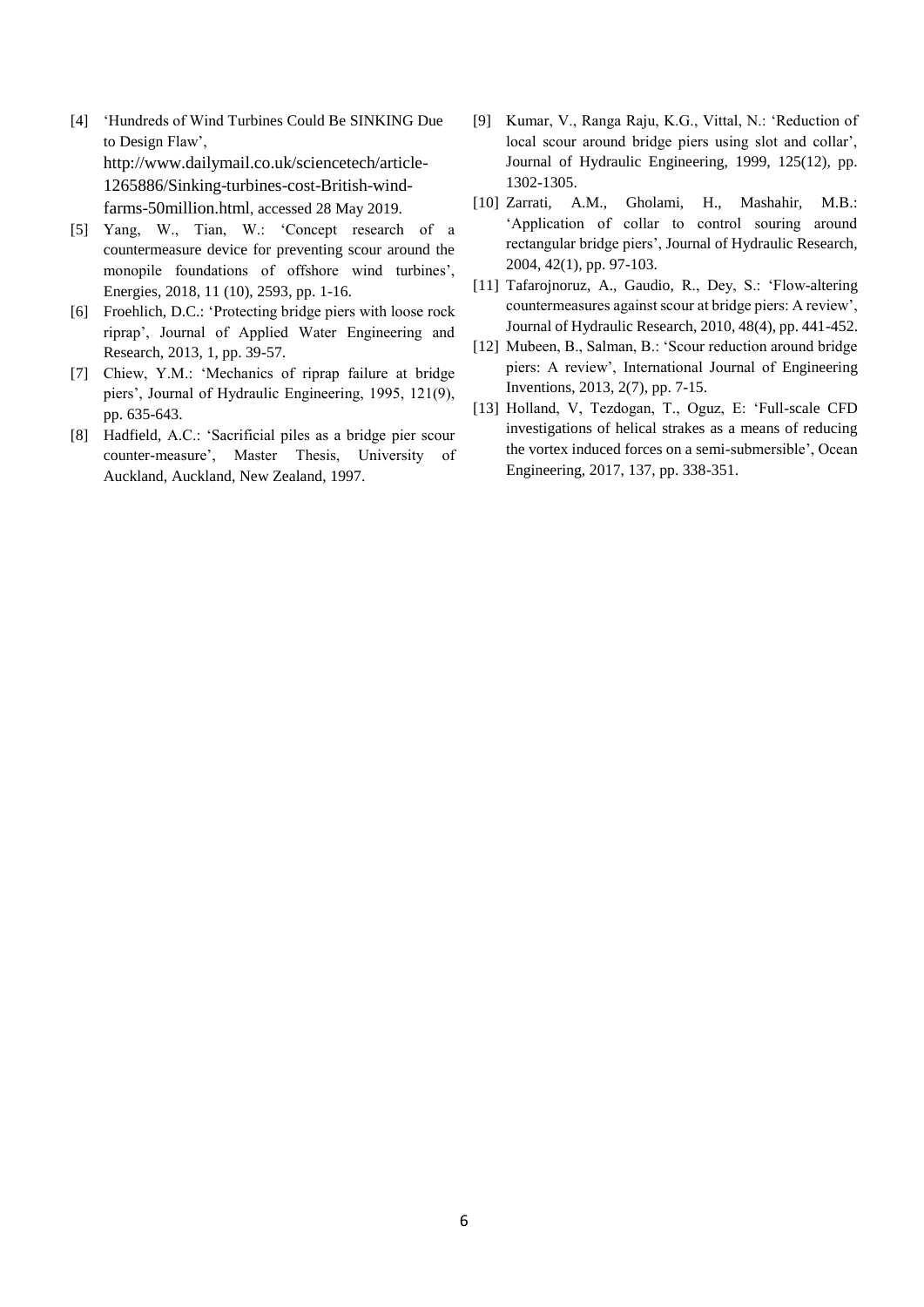[4] 'Hundreds of Wind Turbines Could Be SINKING Due to Design Flaw', http://www.dailymail.co.uk/sciencetech/article-1265886/Sinking-turbines-cost-British-wind-farms-50million.html, accessed 28 May 2019.

[5] Yang, W., Tian, W.: 'Concept research of a countermeasure device for preventing scour around the monopile foundations of offshore wind turbines', Energies, 2018, 11 (10), 2593, pp. 1-16.

[6] Froehlich, D.C.: 'Protecting bridge piers with loose rock riprap', Journal of Applied Water Engineering and Research, 2013, 1, pp. 39-57.

[7] Chiew, Y.M.: 'Mechanics of riprap failure at bridge piers', Journal of Hydraulic Engineering, 1995, 121(9), pp. 635-643.

[8] Hadfield, A.C.: 'Sacrificial piles as a bridge pier scour counter-measure', Master Thesis, University of Auckland, Auckland, New Zealand, 1997.

[9] Kumar, V., Ranga Raju, K.G., Vittal, N.: 'Reduction of local scour around bridge piers using slot and collar', Journal of Hydraulic Engineering, 1999, 125(12), pp. 1302-1305.

[10] Zarrati, A.M., Gholami, H., Mashahir, M.B.: 'Application of collar to control souring around rectangular bridge piers', Journal of Hydraulic Research, 2004, 42(1), pp. 97-103.

[11] Tafarojnoruz, A., Gaudio, R., Dey, S.: 'Flow-altering countermeasures against scour at bridge piers: A review', Journal of Hydraulic Research, 2010, 48(4), pp. 441-452.

[12] Mubeen, B., Salman, B.: 'Scour reduction around bridge piers: A review', International Journal of Engineering Inventions, 2013, 2(7), pp. 7-15.

[13] Holland, V, Tezdogan, T., Oguz, E: 'Full-scale CFD investigations of helical strakes as a means of reducing the vortex induced forces on a semi-submersible', Ocean Engineering, 2017, 137, pp. 338-351.